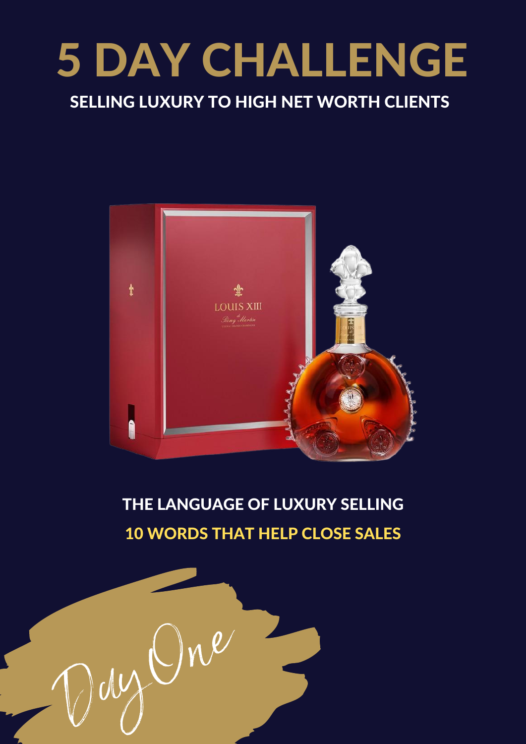# 5 DAY CHALLENGE

## SELLING LUXURY TO HIGH NET WORTH CLIENTS

### THE LANGUAGE OF LUXURY SELLING

### 10 WORDS THAT HELP CLOSE SALES

*Day One*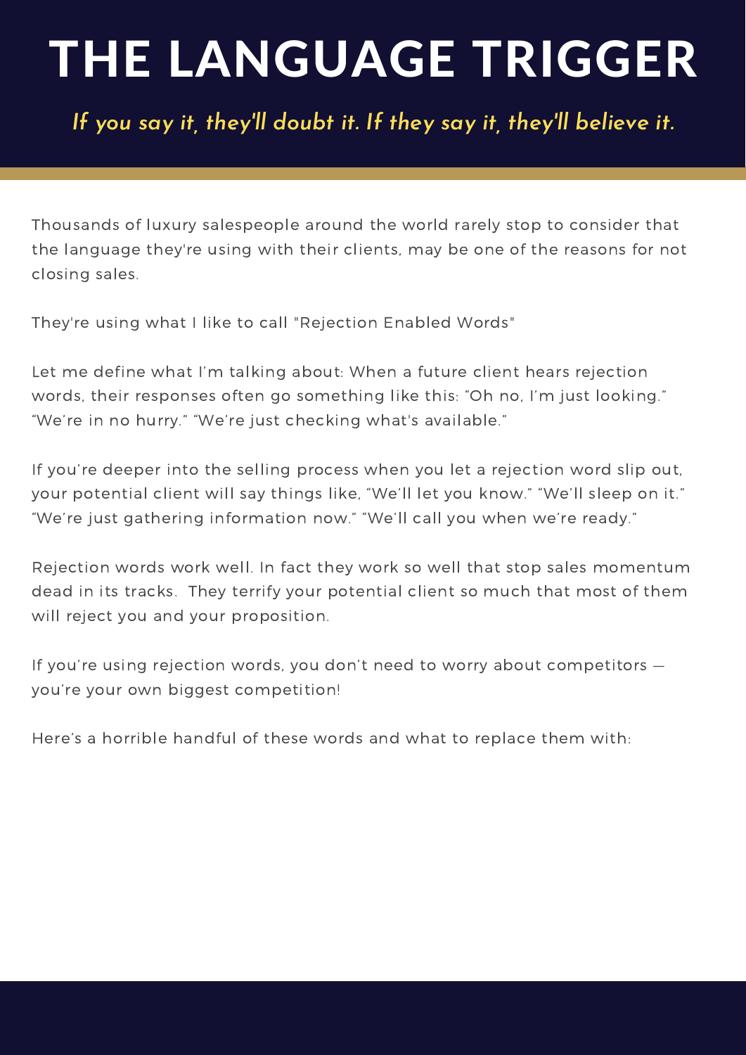# THE LANGUAGE TRIGGER

*If you say it, they'll doubt it. If they say it, they'll believe it.*

Thousands of luxury salespeople around the world rarely stop to consider that the language they're using with their clients, may be one of the reasons for not closing sales.

They're using what I like to call "Rejection Enabled Words"

Let me define what I'm talking about: When a future client hears rejection words, their responses often go something like this: "Oh no, I'm just looking." "We're in no hurry." "We're just checking what's available."

If you're deeper into the selling process when you let a rejection word slip out, your potential client will say things like, "We'll let you know." "We'll sleep on it." "We're just gathering information now." "We'll call you when we're ready."

Rejection words work well. In fact they work so well that stop sales momentum dead in its tracks.  They terrify your potential client so much that most of them will reject you and your proposition.

If you're using rejection words, you don't need to worry about competitors — you're your own biggest competition!

Here's a horrible handful of these words and what to replace them with: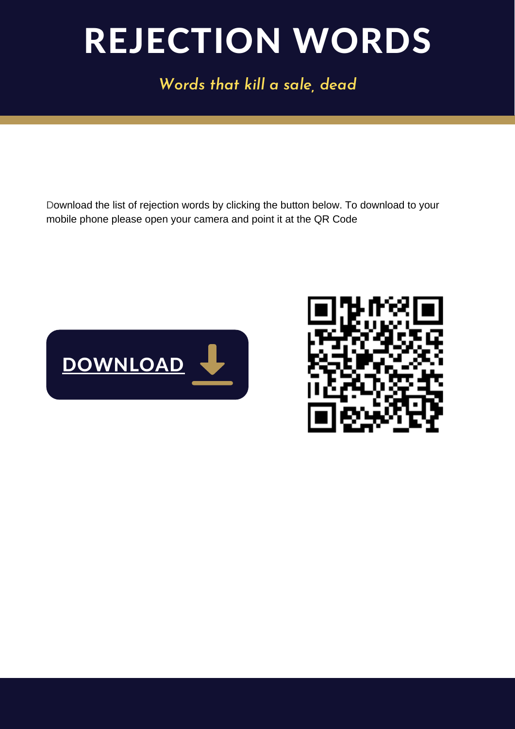# REJECTION WORDS

*Words that kill a sale, dead*

Download the list of rejection words by clicking the button below. To download to your mobile phone please open your camera and point it at the QR Code

**DOWNLOAD**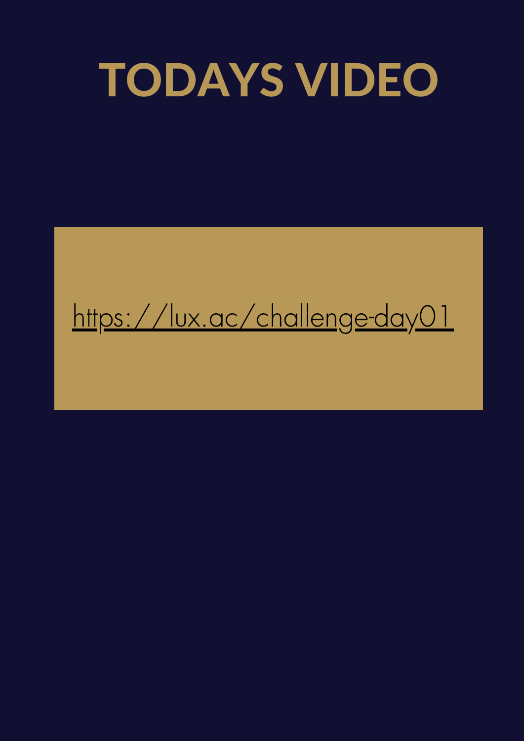# TODAYS VIDEO

[https://lux.ac/challenge-day01](https://lux.ac/challenge-day01)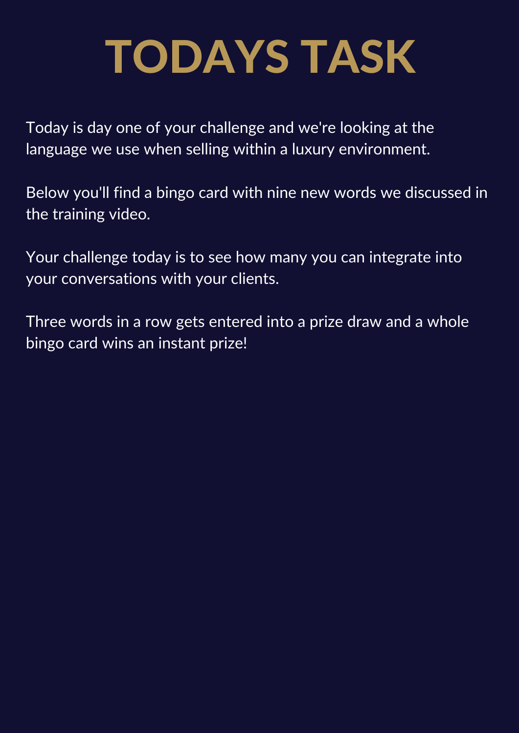# TODAYS TASK

Today is day one of your challenge and we're looking at the language we use when selling within a luxury environment.

Below you'll find a bingo card with nine new words we discussed in the training video.

Your challenge today is to see how many you can integrate into your conversations with your clients.

Three words in a row gets entered into a prize draw and a whole bingo card wins an instant prize!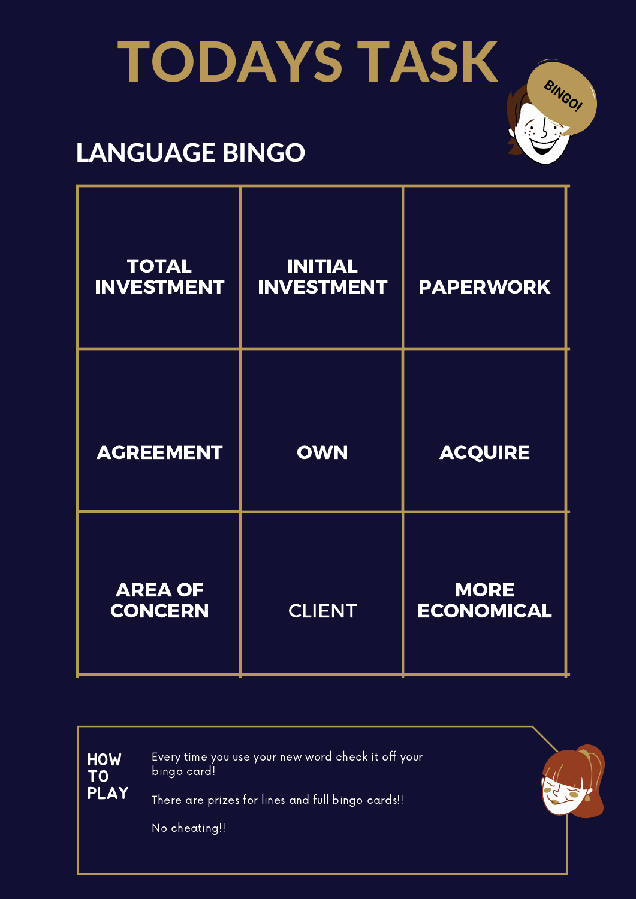# TODAYS TASK

## LANGUAGE BINGO

| | | |
|---|---|---|
| TOTAL INVESTMENT | INITIAL INVESTMENT | PAPERWORK |
| AGREEMENT | OWN | ACQUIRE |
| AREA OF CONCERN | CLIENT | MORE ECONOMICAL |

**HOW TO PLAY**

Every time you use your new word check it off your bingo card!

There are prizes for lines and full bingo cards!!

No cheating!!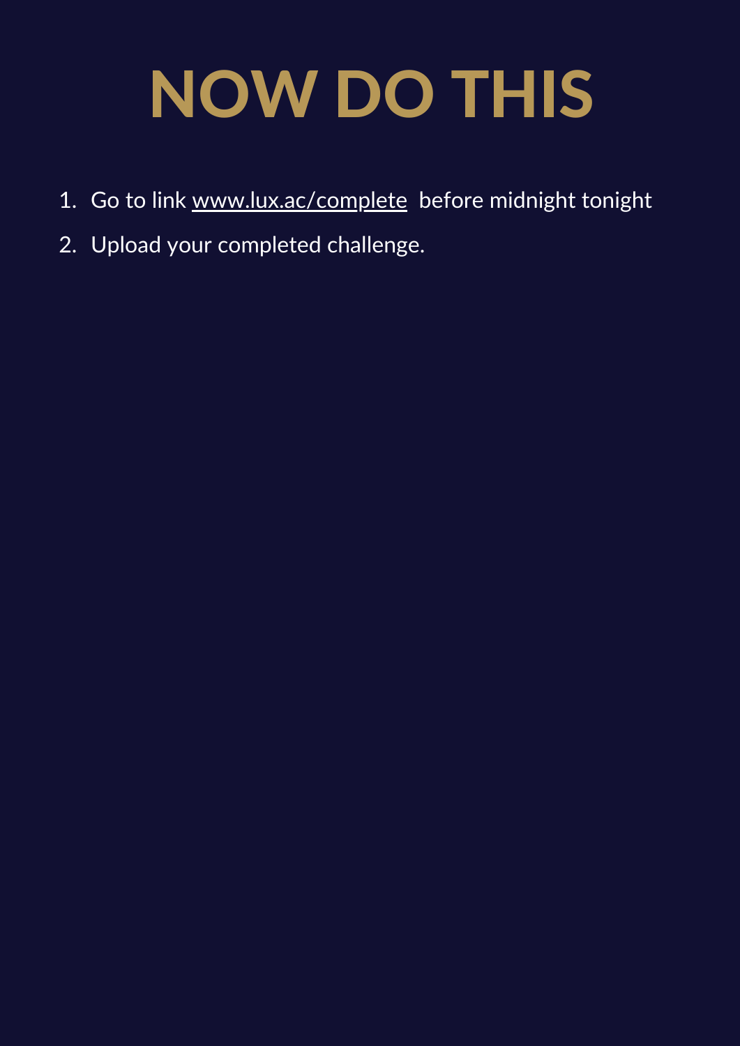# NOW DO THIS

1. Go to link www.lux.ac/complete before midnight tonight
2. Upload your completed challenge.